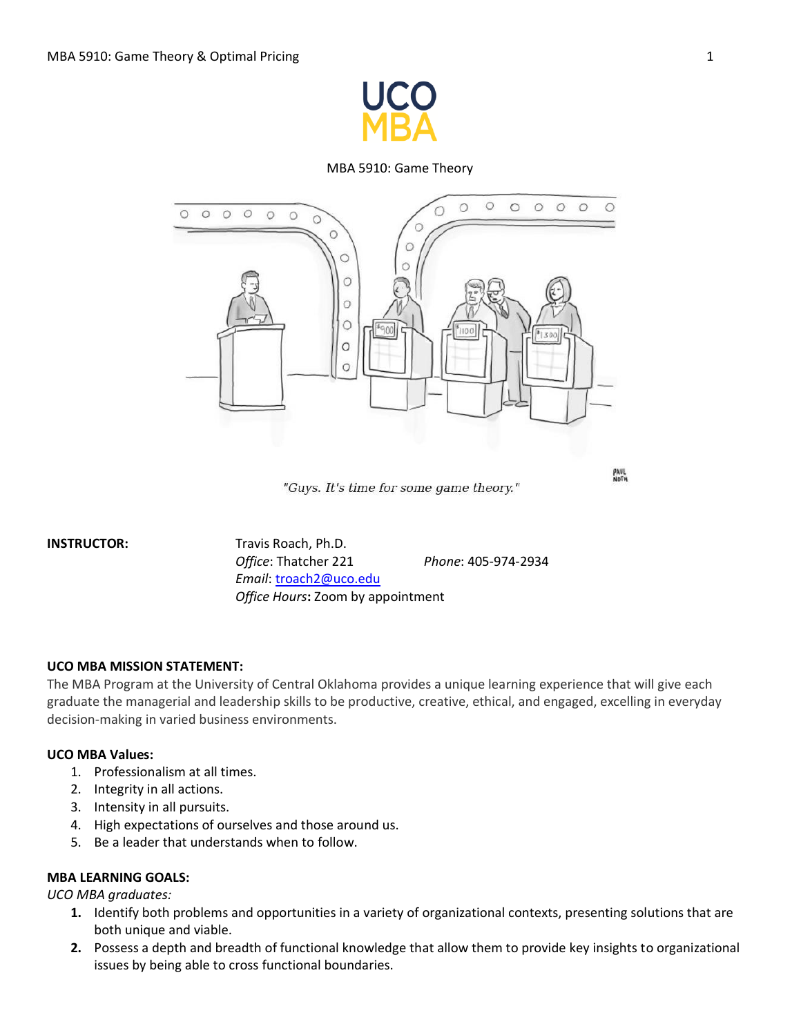UCO MBA

MBA 5910: Game Theory

"Guys. It's time for some game theory."

**INSTRUCTOR:** Travis Roach, Ph.D.
*Office*: Thatcher 221 *Phone*: 405-974-2934
*Email*: troach2@uco.edu
*Office Hours*: Zoom by appointment

**UCO MBA MISSION STATEMENT:**

The MBA Program at the University of Central Oklahoma provides a unique learning experience that will give each graduate the managerial and leadership skills to be productive, creative, ethical, and engaged, excelling in everyday decision-making in varied business environments.

**UCO MBA Values:**

1. Professionalism at all times.
2. Integrity in all actions.
3. Intensity in all pursuits.
4. High expectations of ourselves and those around us.
5. Be a leader that understands when to follow.

**MBA LEARNING GOALS:**

*UCO MBA graduates:*

1. Identify both problems and opportunities in a variety of organizational contexts, presenting solutions that are both unique and viable.
2. Possess a depth and breadth of functional knowledge that allow them to provide key insights to organizational issues by being able to cross functional boundaries.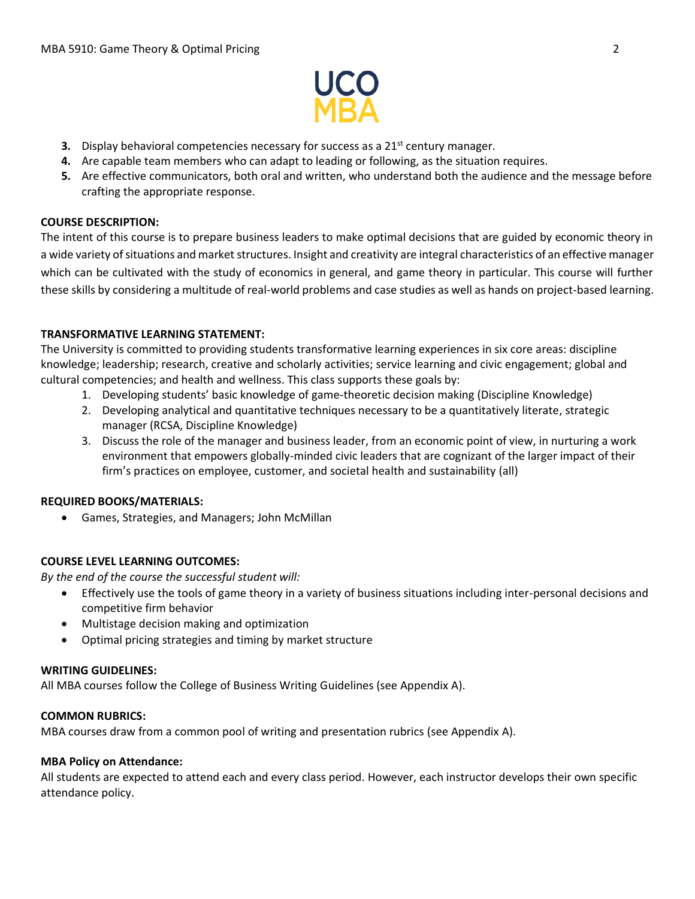3. Display behavioral competencies necessary for success as a 21st century manager.
4. Are capable team members who can adapt to leading or following, as the situation requires.
5. Are effective communicators, both oral and written, who understand both the audience and the message before crafting the appropriate response.

**COURSE DESCRIPTION:**

The intent of this course is to prepare business leaders to make optimal decisions that are guided by economic theory in a wide variety of situations and market structures. Insight and creativity are integral characteristics of an effective manager which can be cultivated with the study of economics in general, and game theory in particular. This course will further these skills by considering a multitude of real-world problems and case studies as well as hands on project-based learning.

**TRANSFORMATIVE LEARNING STATEMENT:**

The University is committed to providing students transformative learning experiences in six core areas: discipline knowledge; leadership; research, creative and scholarly activities; service learning and civic engagement; global and cultural competencies; and health and wellness. This class supports these goals by:

1. Developing students' basic knowledge of game-theoretic decision making (Discipline Knowledge)
2. Developing analytical and quantitative techniques necessary to be a quantitatively literate, strategic manager (RCSA, Discipline Knowledge)
3. Discuss the role of the manager and business leader, from an economic point of view, in nurturing a work environment that empowers globally-minded civic leaders that are cognizant of the larger impact of their firm's practices on employee, customer, and societal health and sustainability (all)

**REQUIRED BOOKS/MATERIALS:**

- Games, Strategies, and Managers; John McMillan

**COURSE LEVEL LEARNING OUTCOMES:**

*By the end of the course the successful student will:*

- Effectively use the tools of game theory in a variety of business situations including inter-personal decisions and competitive firm behavior
- Multistage decision making and optimization
- Optimal pricing strategies and timing by market structure

**WRITING GUIDELINES:**

All MBA courses follow the College of Business Writing Guidelines (see Appendix A).

**COMMON RUBRICS:**

MBA courses draw from a common pool of writing and presentation rubrics (see Appendix A).

**MBA Policy on Attendance:**

All students are expected to attend each and every class period. However, each instructor develops their own specific attendance policy.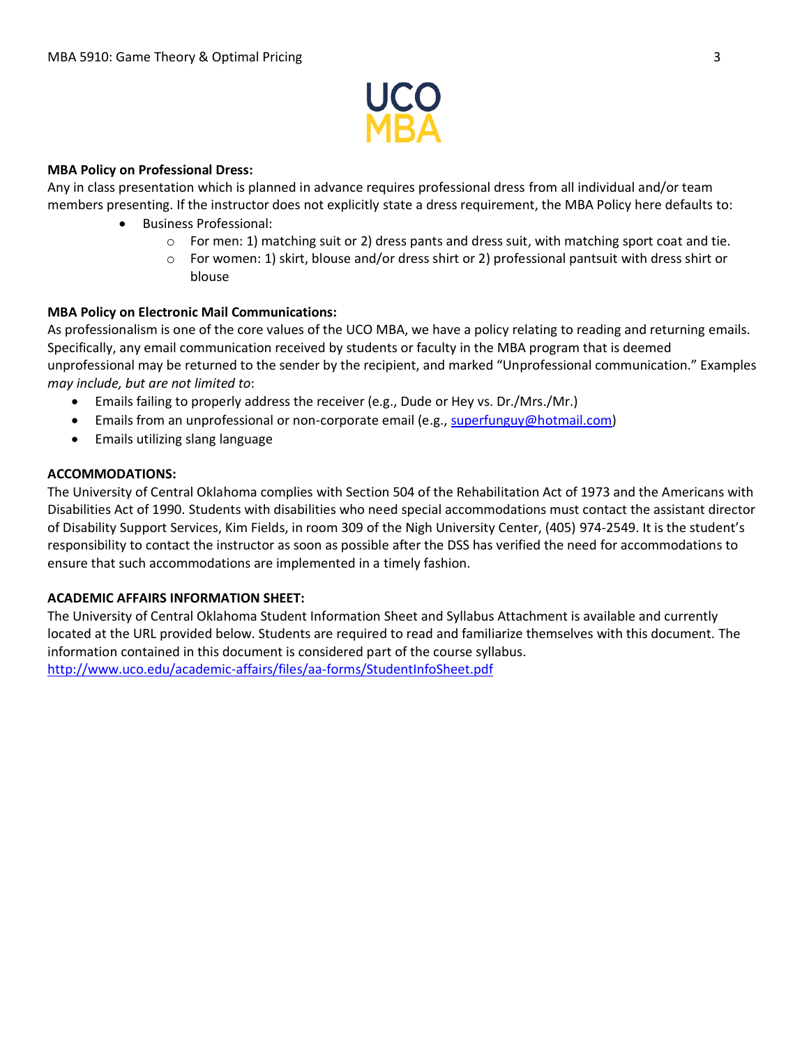UCO
MBA

**MBA Policy on Professional Dress:**
Any in class presentation which is planned in advance requires professional dress from all individual and/or team members presenting. If the instructor does not explicitly state a dress requirement, the MBA Policy here defaults to:

- Business Professional:
  - For men: 1) matching suit or 2) dress pants and dress suit, with matching sport coat and tie.
  - For women: 1) skirt, blouse and/or dress shirt or 2) professional pantsuit with dress shirt or blouse

**MBA Policy on Electronic Mail Communications:**
As professionalism is one of the core values of the UCO MBA, we have a policy relating to reading and returning emails. Specifically, any email communication received by students or faculty in the MBA program that is deemed unprofessional may be returned to the sender by the recipient, and marked "Unprofessional communication." Examples *may include, but are not limited to*:

- Emails failing to properly address the receiver (e.g., Dude or Hey vs. Dr./Mrs./Mr.)
- Emails from an unprofessional or non-corporate email (e.g., superfunguy@hotmail.com)
- Emails utilizing slang language

**ACCOMMODATIONS:**
The University of Central Oklahoma complies with Section 504 of the Rehabilitation Act of 1973 and the Americans with Disabilities Act of 1990. Students with disabilities who need special accommodations must contact the assistant director of Disability Support Services, Kim Fields, in room 309 of the Nigh University Center, (405) 974-2549. It is the student's responsibility to contact the instructor as soon as possible after the DSS has verified the need for accommodations to ensure that such accommodations are implemented in a timely fashion.

**ACADEMIC AFFAIRS INFORMATION SHEET:**
The University of Central Oklahoma Student Information Sheet and Syllabus Attachment is available and currently located at the URL provided below. Students are required to read and familiarize themselves with this document. The information contained in this document is considered part of the course syllabus.
http://www.uco.edu/academic-affairs/files/aa-forms/StudentInfoSheet.pdf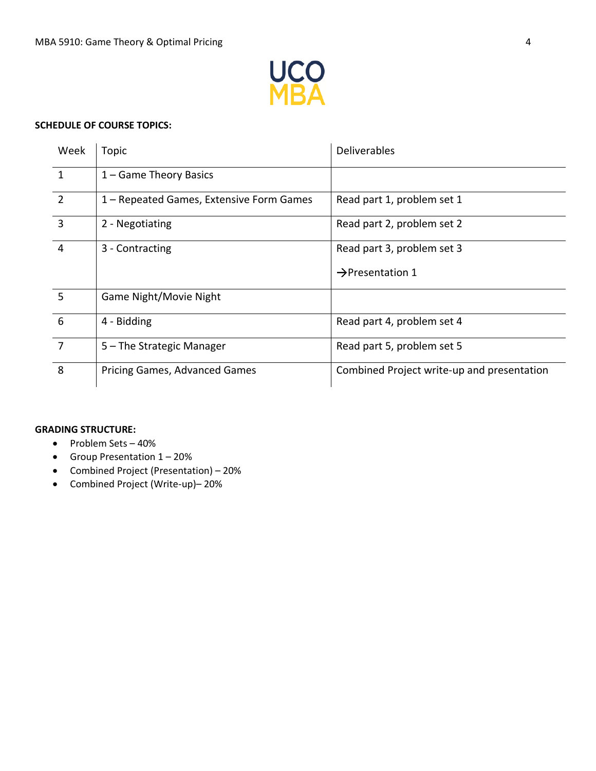**SCHEDULE OF COURSE TOPICS:**

| Week | Topic | Deliverables |
|---|---|---|
| 1 | 1 – Game Theory Basics | |
| 2 | 1 – Repeated Games, Extensive Form Games | Read part 1, problem set 1 |
| 3 | 2 - Negotiating | Read part 2, problem set 2 |
| 4 | 3 - Contracting | Read part 3, problem set 3<br>→Presentation 1 |
| 5 | Game Night/Movie Night | |
| 6 | 4 - Bidding | Read part 4, problem set 4 |
| 7 | 5 – The Strategic Manager | Read part 5, problem set 5 |
| 8 | Pricing Games, Advanced Games | Combined Project write-up and presentation |

**GRADING STRUCTURE:**

- Problem Sets – 40%
- Group Presentation 1 – 20%
- Combined Project (Presentation) – 20%
- Combined Project (Write-up)– 20%